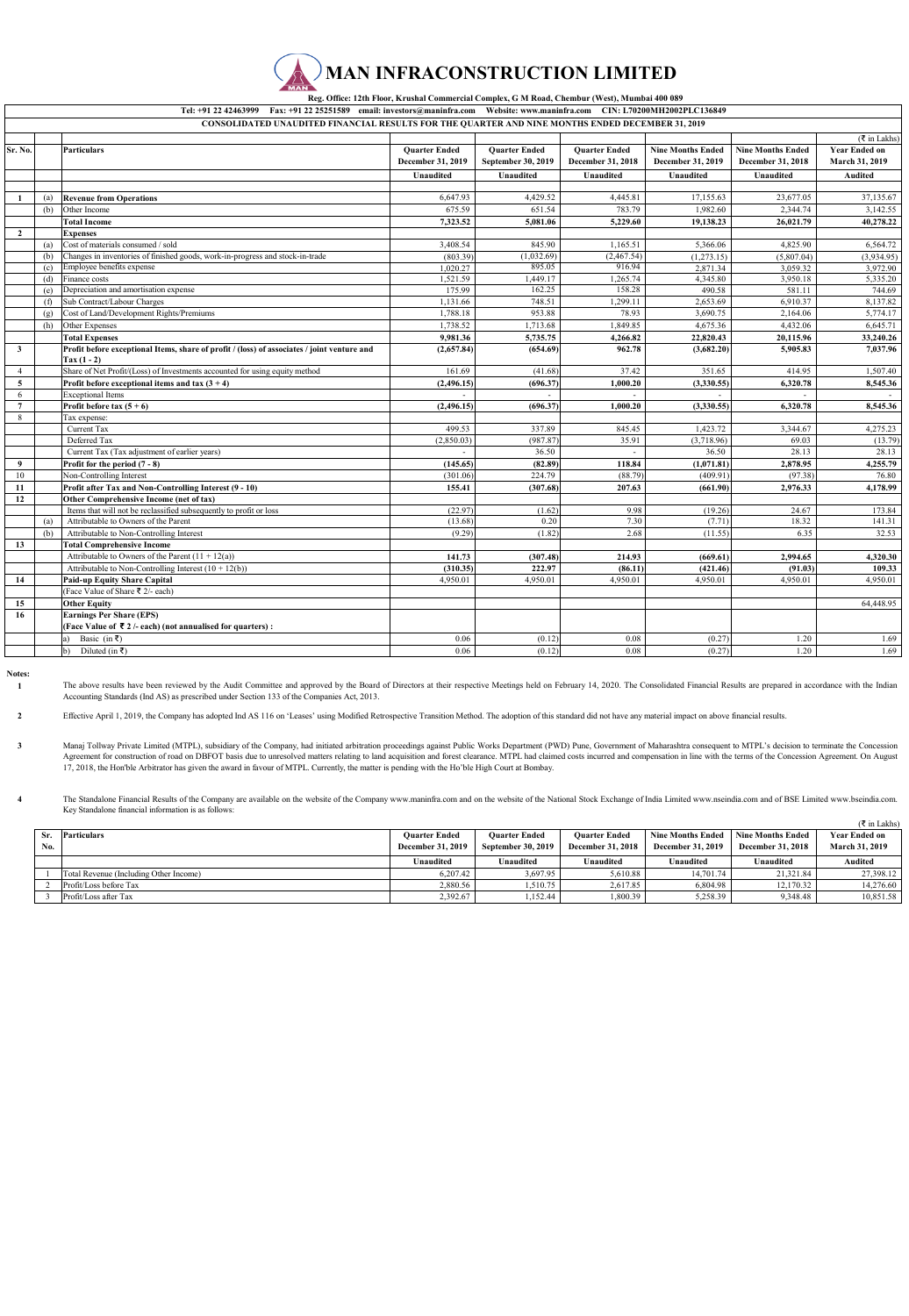# MAN INFRACONSTRUCTION LIMITED

**Reg. Office: 12th Floor, Krushal Commercial Complex, G M Road, Chembur (West), Mumbai 400 089**

**Tel: +91 22 42463999 Fax: +91 22 25251589 email: investors@maninfra.com Website: www.maninfra.com CIN: L70200MH2002PLC136849**

**CONSOLIDATED UNAUDITED FINANCIAL RESULTS FOR THE QUARTER AND NINE MONTHS ENDED DECEMBER 31, 2019**

(₹ in Lakhs)

| Sr. No. | | Particulars | Quarter Ended December 31, 2019 | Quarter Ended September 30, 2019 | Quarter Ended December 31, 2018 | Nine Months Ended December 31, 2019 | Nine Months Ended December 31, 2018 | Year Ended on March 31, 2019 |
|---|---|---|---|---|---|---|---|---|
| | | | Unaudited | Unaudited | Unaudited | Unaudited | Unaudited | Audited |
| 1 | (a) | Revenue from Operations | 6,647.93 | 4,429.52 | 4,445.81 | 17,155.63 | 23,677.05 | 37,135.67 |
| | (b) | Other Income | 675.59 | 651.54 | 783.79 | 1,982.60 | 2,344.74 | 3,142.55 |
| | | **Total Income** | **7,323.52** | **5,081.06** | **5,229.60** | **19,138.23** | **26,021.79** | **40,278.22** |
| 2 | | **Expenses** | | | | | | |
| | (a) | Cost of materials consumed / sold | 3,408.54 | 845.90 | 1,165.51 | 5,366.06 | 4,825.90 | 6,564.72 |
| | (b) | Changes in inventories of finished goods, work-in-progress and stock-in-trade | (803.39) | (1,032.69) | (2,467.54) | (1,273.15) | (5,807.04) | (3,934.95) |
| | (c) | Employee benefits expense | 1,020.27 | 895.05 | 916.94 | 2,871.34 | 3,059.32 | 3,972.90 |
| | (d) | Finance costs | 1,521.59 | 1,449.17 | 1,265.74 | 4,345.80 | 3,950.18 | 5,335.20 |
| | (e) | Depreciation and amortisation expense | 175.99 | 162.25 | 158.28 | 490.58 | 581.11 | 744.69 |
| | (f) | Sub Contract/Labour Charges | 1,131.66 | 748.51 | 1,299.11 | 2,653.69 | 6,910.37 | 8,137.82 |
| | (g) | Cost of Land/Development Rights/Premiums | 1,788.18 | 953.88 | 78.93 | 3,690.75 | 2,164.06 | 5,774.17 |
| | (h) | Other Expenses | 1,738.52 | 1,713.68 | 1,849.85 | 4,675.36 | 4,432.06 | 6,645.71 |
| | | **Total Expenses** | **9,981.36** | **5,735.75** | **4,266.82** | **22,820.43** | **20,115.96** | **33,240.26** |
| 3 | | **Profit before exceptional Items, share of profit / (loss) of associates / joint venture and Tax (1 - 2)** | **(2,657.84)** | **(654.69)** | **962.78** | **(3,682.20)** | **5,905.83** | **7,037.96** |
| 4 | | Share of Net Profit/(Loss) of Investments accounted for using equity method | 161.69 | (41.68) | 37.42 | 351.65 | 414.95 | 1,507.40 |
| 5 | | **Profit before exceptional items and tax (3 + 4)** | **(2,496.15)** | **(696.37)** | **1,000.20** | **(3,330.55)** | **6,320.78** | **8,545.36** |
| 6 | | Exceptional Items | - | - | - | - | - | - |
| 7 | | **Profit before tax (5 + 6)** | **(2,496.15)** | **(696.37)** | **1,000.20** | **(3,330.55)** | **6,320.78** | **8,545.36** |
| 8 | | Tax expense: | | | | | | |
| | | Current Tax | 499.53 | 337.89 | 845.45 | 1,423.72 | 3,344.67 | 4,275.23 |
| | | Deferred Tax | (2,850.03) | (987.87) | 35.91 | (3,718.96) | 69.03 | (13.79) |
| | | Current Tax (Tax adjustment of earlier years) | - | 36.50 | - | 36.50 | 28.13 | 28.13 |
| 9 | | **Profit for the period (7 - 8)** | **(145.65)** | **(82.89)** | **118.84** | **(1,071.81)** | **2,878.95** | **4,255.79** |
| 10 | | Non-Controlling Interest | (301.06) | 224.79 | (88.79) | (409.91) | (97.38) | 76.80 |
| 11 | | **Profit after Tax and Non-Controlling Interest (9 - 10)** | **155.41** | **(307.68)** | **207.63** | **(661.90)** | **2,976.33** | **4,178.99** |
| 12 | | **Other Comprehensive Income (net of tax)** | | | | | | |
| | | Items that will not be reclassified subsequently to profit or loss | (22.97) | (1.62) | 9.98 | (19.26) | 24.67 | 173.84 |
| | (a) | Attributable to Owners of the Parent | (13.68) | 0.20 | 7.30 | (7.71) | 18.32 | 141.31 |
| | (b) | Attributable to Non-Controlling Interest | (9.29) | (1.82) | 2.68 | (11.55) | 6.35 | 32.53 |
| 13 | | **Total Comprehensive Income** | | | | | | |
| | | Attributable to Owners of the Parent (11 + 12(a)) | **141.73** | **(307.48)** | **214.93** | **(669.61)** | **2,994.65** | **4,320.30** |
| | | Attributable to Non-Controlling Interest (10 + 12(b)) | **(310.35)** | **222.97** | **(86.11)** | **(421.46)** | **(91.03)** | **109.33** |
| 14 | | **Paid-up Equity Share Capital** | 4,950.01 | 4,950.01 | 4,950.01 | 4,950.01 | 4,950.01 | 4,950.01 |
| | | (Face Value of Share ₹ 2/- each) | | | | | | |
| 15 | | **Other Equity** | | | | | | 64,448.95 |
| 16 | | **Earnings Per Share (EPS)** | | | | | | |
| | | **(Face Value of ₹ 2 /- each) (not annualised for quarters) :** | | | | | | |
| | | a) Basic (in ₹) | 0.06 | (0.12) | 0.08 | (0.27) | 1.20 | 1.69 |
| | | b) Diluted (in ₹) | 0.06 | (0.12) | 0.08 | (0.27) | 1.20 | 1.69 |

**Notes:**

1. The above results have been reviewed by the Audit Committee and approved by the Board of Directors at their respective Meetings held on February 14, 2020. The Consolidated Financial Results are prepared in accordance with the Indian Accounting Standards (Ind AS) as prescribed under Section 133 of the Companies Act, 2013.

2. Effective April 1, 2019, the Company has adopted Ind AS 116 on 'Leases' using Modified Retrospective Transition Method. The adoption of this standard did not have any material impact on above financial results.

3. Manaj Tollway Private Limited (MTPL), subsidiary of the Company, had initiated arbitration proceedings against Public Works Department (PWD) Pune, Government of Maharashtra consequent to MTPL's decision to terminate the Concession Agreement for construction of road on DBFOT basis due to unresolved matters relating to land acquisition and forest clearance. MTPL had claimed costs incurred and compensation in line with the terms of the Concession Agreement. On August 17, 2018, the Hon'ble Arbitrator has given the award in favour of MTPL. Currently, the matter is pending with the Ho'ble High Court at Bombay.

4. The Standalone Financial Results of the Company are available on the website of the Company www.maninfra.com and on the website of the National Stock Exchange of India Limited www.nseindia.com and of BSE Limited www.bseindia.com. Key Standalone financial information is as follows:

(₹ in Lakhs)

| Sr. No. | Particulars | Quarter Ended December 31, 2019 | Quarter Ended September 30, 2019 | Quarter Ended December 31, 2018 | Nine Months Ended December 31, 2019 | Nine Months Ended December 31, 2018 | Year Ended on March 31, 2019 |
|---|---|---|---|---|---|---|---|
| | | Unaudited | Unaudited | Unaudited | Unaudited | Unaudited | Audited |
| 1 | Total Revenue (Including Other Income) | 6,207.42 | 3,697.95 | 5,610.88 | 14,701.74 | 21,321.84 | 27,398.12 |
| 2 | Profit/Loss before Tax | 2,880.56 | 1,510.75 | 2,617.85 | 6,804.98 | 12,170.32 | 14,276.60 |
| 3 | Profit/Loss after Tax | 2,392.67 | 1,152.44 | 1,800.39 | 5,258.39 | 9,348.48 | 10,851.58 |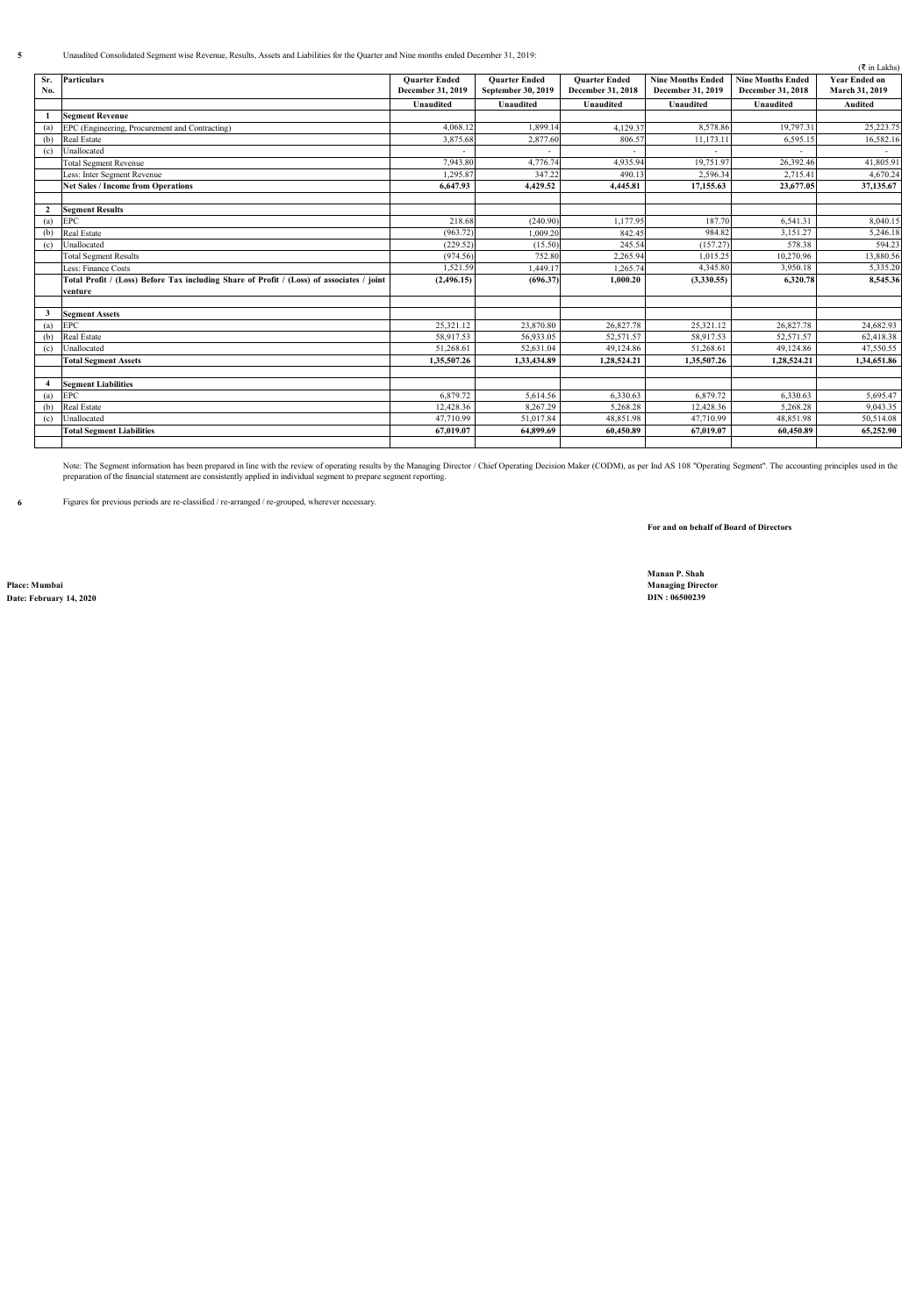**5** Unaudited Consolidated Segment wise Revenue, Results, Assets and Liabilities for the Quarter and Nine months ended December 31, 2019:

(₹ in Lakhs)

| Sr. No. | Particulars | Quarter Ended December 31, 2019 | Quarter Ended September 30, 2019 | Quarter Ended December 31, 2018 | Nine Months Ended December 31, 2019 | Nine Months Ended December 31, 2018 | Year Ended on March 31, 2019 |
|---|---|---|---|---|---|---|---|
| | | Unaudited | Unaudited | Unaudited | Unaudited | Unaudited | Audited |
| **1** | **Segment Revenue** | | | | | | |
| (a) | EPC (Engineering, Procurement and Contracting) | 4,068.12 | 1,899.14 | 4,129.37 | 8,578.86 | 19,797.31 | 25,223.75 |
| (b) | Real Estate | 3,875.68 | 2,877.60 | 806.57 | 11,173.11 | 6,595.15 | 16,582.16 |
| (c) | Unallocated | - | - | - | - | - | - |
| | Total Segment Revenue | 7,943.80 | 4,776.74 | 4,935.94 | 19,751.97 | 26,392.46 | 41,805.91 |
| | Less: Inter Segment Revenue | 1,295.87 | 347.22 | 490.13 | 2,596.34 | 2,715.41 | 4,670.24 |
| | **Net Sales / Income from Operations** | **6,647.93** | **4,429.52** | **4,445.81** | **17,155.63** | **23,677.05** | **37,135.67** |
| **2** | **Segment Results** | | | | | | |
| (a) | EPC | 218.68 | (240.90) | 1,177.95 | 187.70 | 6,541.31 | 8,040.15 |
| (b) | Real Estate | (963.72) | 1,009.20 | 842.45 | 984.82 | 3,151.27 | 5,246.18 |
| (c) | Unallocated | (229.52) | (15.50) | 245.54 | (157.27) | 578.38 | 594.23 |
| | Total Segment Results | (974.56) | 752.80 | 2,265.94 | 1,015.25 | 10,270.96 | 13,880.56 |
| | Less: Finance Costs | 1,521.59 | 1,449.17 | 1,265.74 | 4,345.80 | 3,950.18 | 5,335.20 |
| | **Total Profit / (Loss) Before Tax including Share of Profit / (Loss) of associates / joint venture** | **(2,496.15)** | **(696.37)** | **1,000.20** | **(3,330.55)** | **6,320.78** | **8,545.36** |
| **3** | **Segment Assets** | | | | | | |
| (a) | EPC | 25,321.12 | 23,870.80 | 26,827.78 | 25,321.12 | 26,827.78 | 24,682.93 |
| (b) | Real Estate | 58,917.53 | 56,933.05 | 52,571.57 | 58,917.53 | 52,571.57 | 62,418.38 |
| (c) | Unallocated | 51,268.61 | 52,631.04 | 49,124.86 | 51,268.61 | 49,124.86 | 47,550.55 |
| | **Total Segment Assets** | **1,35,507.26** | **1,33,434.89** | **1,28,524.21** | **1,35,507.26** | **1,28,524.21** | **1,34,651.86** |
| **4** | **Segment Liabilities** | | | | | | |
| (a) | EPC | 6,879.72 | 5,614.56 | 6,330.63 | 6,879.72 | 6,330.63 | 5,695.47 |
| (b) | Real Estate | 12,428.36 | 8,267.29 | 5,268.28 | 12,428.36 | 5,268.28 | 9,043.35 |
| (c) | Unallocated | 47,710.99 | 51,017.84 | 48,851.98 | 47,710.99 | 48,851.98 | 50,514.08 |
| | **Total Segment Liabilities** | **67,019.07** | **64,899.69** | **60,450.89** | **67,019.07** | **60,450.89** | **65,252.90** |

Note: The Segment information has been prepared in line with the review of operating results by the Managing Director / Chief Operating Decision Maker (CODM), as per Ind AS 108 "Operating Segment". The accounting principles used in the preparation of the financial statement are consistently applied in individual segment to prepare segment reporting.

**6** Figures for previous periods are re-classified / re-arranged / re-grouped, wherever necessary.

**For and on behalf of Board of Directors**

**Manan P. Shah**
**Managing Director**
**DIN : 06500239**

**Place: Mumbai**
**Date: February 14, 2020**